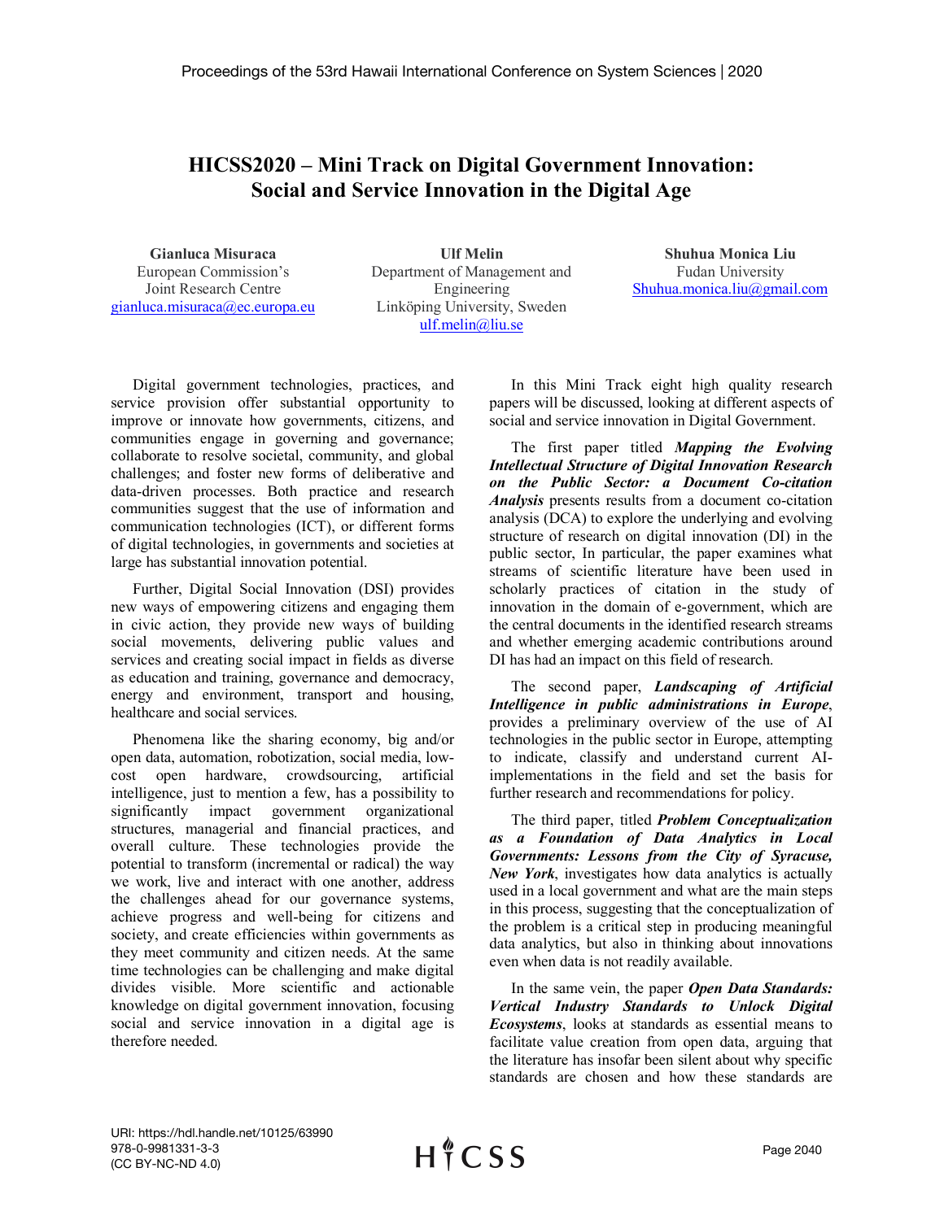# HICSS2020 – Mini Track on Digital Government Innovation: Social and Service Innovation in the Digital Age

**Gianluca Misuraca**
European Commission's Joint Research Centre
gianluca.misuraca@ec.europa.eu

**Ulf Melin**
Department of Management and Engineering
Linköping University, Sweden
ulf.melin@liu.se

**Shuhua Monica Liu**
Fudan University
Shuhua.monica.liu@gmail.com

Digital government technologies, practices, and service provision offer substantial opportunity to improve or innovate how governments, citizens, and communities engage in governing and governance; collaborate to resolve societal, community, and global challenges; and foster new forms of deliberative and data-driven processes. Both practice and research communities suggest that the use of information and communication technologies (ICT), or different forms of digital technologies, in governments and societies at large has substantial innovation potential.

Further, Digital Social Innovation (DSI) provides new ways of empowering citizens and engaging them in civic action, they provide new ways of building social movements, delivering public values and services and creating social impact in fields as diverse as education and training, governance and democracy, energy and environment, transport and housing, healthcare and social services.

Phenomena like the sharing economy, big and/or open data, automation, robotization, social media, low-cost open hardware, crowdsourcing, artificial intelligence, just to mention a few, has a possibility to significantly impact government organizational structures, managerial and financial practices, and overall culture. These technologies provide the potential to transform (incremental or radical) the way we work, live and interact with one another, address the challenges ahead for our governance systems, achieve progress and well-being for citizens and society, and create efficiencies within governments as they meet community and citizen needs. At the same time technologies can be challenging and make digital divides visible. More scientific and actionable knowledge on digital government innovation, focusing social and service innovation in a digital age is therefore needed.

In this Mini Track eight high quality research papers will be discussed, looking at different aspects of social and service innovation in Digital Government.

The first paper titled ***Mapping the Evolving Intellectual Structure of Digital Innovation Research on the Public Sector: a Document Co-citation Analysis*** presents results from a document co-citation analysis (DCA) to explore the underlying and evolving structure of research on digital innovation (DI) in the public sector, In particular, the paper examines what streams of scientific literature have been used in scholarly practices of citation in the study of innovation in the domain of e-government, which are the central documents in the identified research streams and whether emerging academic contributions around DI has had an impact on this field of research.

The second paper, ***Landscaping of Artificial Intelligence in public administrations in Europe***, provides a preliminary overview of the use of AI technologies in the public sector in Europe, attempting to indicate, classify and understand current AI-implementations in the field and set the basis for further research and recommendations for policy.

The third paper, titled ***Problem Conceptualization as a Foundation of Data Analytics in Local Governments: Lessons from the City of Syracuse, New York***, investigates how data analytics is actually used in a local government and what are the main steps in this process, suggesting that the conceptualization of the problem is a critical step in producing meaningful data analytics, but also in thinking about innovations even when data is not readily available.

In the same vein, the paper ***Open Data Standards: Vertical Industry Standards to Unlock Digital Ecosystems***, looks at standards as essential means to facilitate value creation from open data, arguing that the literature has insofar been silent about why specific standards are chosen and how these standards are

URI: https://hdl.handle.net/10125/63990
978-0-9981331-3-3
(CC BY-NC-ND 4.0)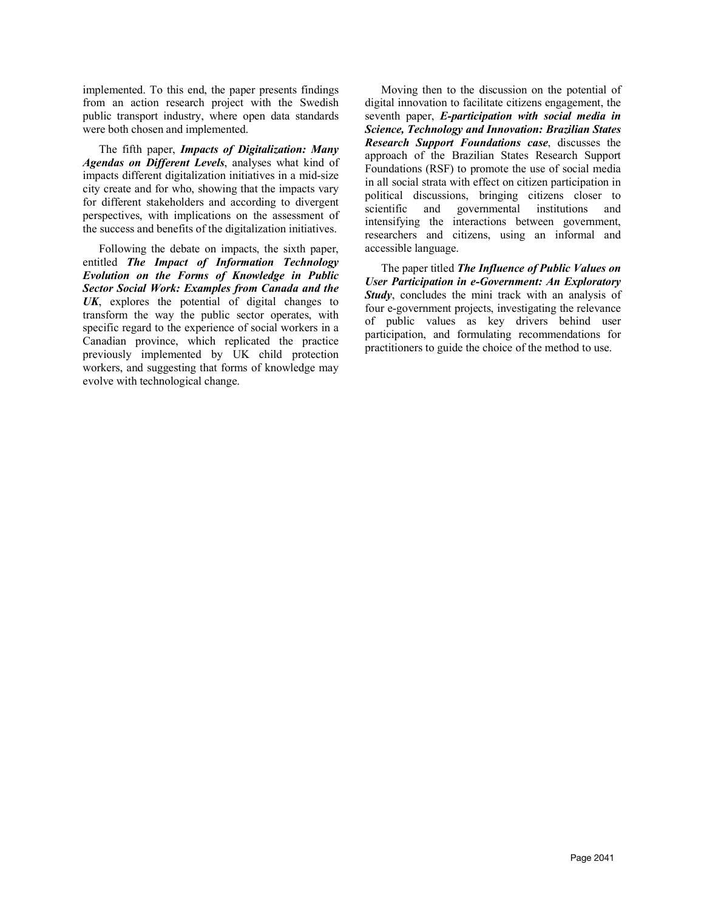implemented. To this end, the paper presents findings from an action research project with the Swedish public transport industry, where open data standards were both chosen and implemented.

The fifth paper, ***Impacts of Digitalization: Many Agendas on Different Levels***, analyses what kind of impacts different digitalization initiatives in a mid-size city create and for who, showing that the impacts vary for different stakeholders and according to divergent perspectives, with implications on the assessment of the success and benefits of the digitalization initiatives.

Following the debate on impacts, the sixth paper, entitled ***The Impact of Information Technology Evolution on the Forms of Knowledge in Public Sector Social Work: Examples from Canada and the UK***, explores the potential of digital changes to transform the way the public sector operates, with specific regard to the experience of social workers in a Canadian province, which replicated the practice previously implemented by UK child protection workers, and suggesting that forms of knowledge may evolve with technological change.

Moving then to the discussion on the potential of digital innovation to facilitate citizens engagement, the seventh paper, ***E-participation with social media in Science, Technology and Innovation: Brazilian States Research Support Foundations case***, discusses the approach of the Brazilian States Research Support Foundations (RSF) to promote the use of social media in all social strata with effect on citizen participation in political discussions, bringing citizens closer to scientific and governmental institutions and intensifying the interactions between government, researchers and citizens, using an informal and accessible language.

The paper titled ***The Influence of Public Values on User Participation in e-Government: An Exploratory Study***, concludes the mini track with an analysis of four e-government projects, investigating the relevance of public values as key drivers behind user participation, and formulating recommendations for practitioners to guide the choice of the method to use.